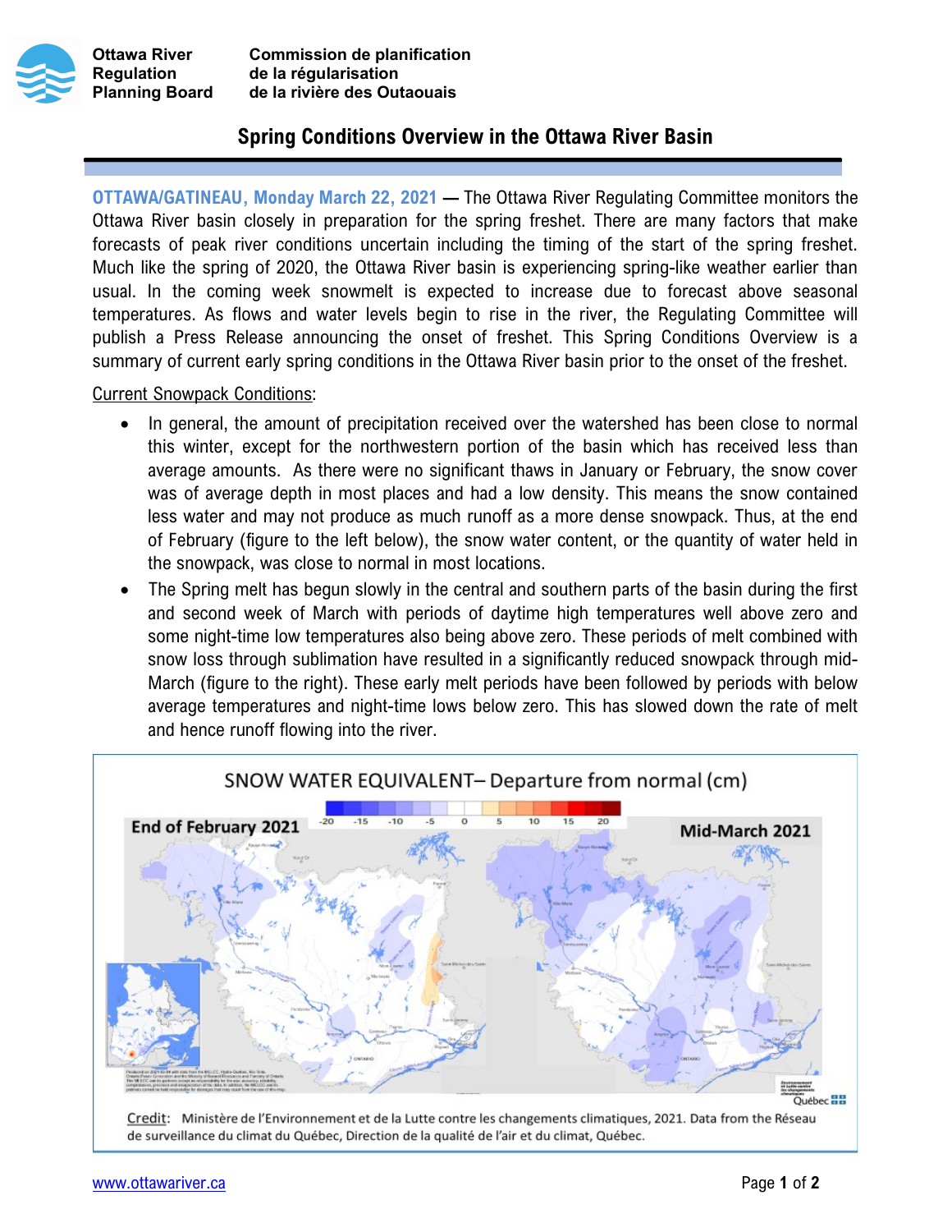Ottawa River Regulation Planning Board

Commission de planification de la régularisation de la rivière des Outaouais

# Spring Conditions Overview in the Ottawa River Basin

**OTTAWA/GATINEAU, Monday March 22, 2021** — The Ottawa River Regulating Committee monitors the Ottawa River basin closely in preparation for the spring freshet. There are many factors that make forecasts of peak river conditions uncertain including the timing of the start of the spring freshet. Much like the spring of 2020, the Ottawa River basin is experiencing spring-like weather earlier than usual. In the coming week snowmelt is expected to increase due to forecast above seasonal temperatures. As flows and water levels begin to rise in the river, the Regulating Committee will publish a Press Release announcing the onset of freshet. This Spring Conditions Overview is a summary of current early spring conditions in the Ottawa River basin prior to the onset of the freshet.

Current Snowpack Conditions:

- In general, the amount of precipitation received over the watershed has been close to normal this winter, except for the northwestern portion of the basin which has received less than average amounts. As there were no significant thaws in January or February, the snow cover was of average depth in most places and had a low density. This means the snow contained less water and may not produce as much runoff as a more dense snowpack. Thus, at the end of February (figure to the left below), the snow water content, or the quantity of water held in the snowpack, was close to normal in most locations.
- The Spring melt has begun slowly in the central and southern parts of the basin during the first and second week of March with periods of daytime high temperatures well above zero and some night-time low temperatures also being above zero. These periods of melt combined with snow loss through sublimation have resulted in a significantly reduced snowpack through mid-March (figure to the right). These early melt periods have been followed by periods with below average temperatures and night-time lows below zero. This has slowed down the rate of melt and hence runoff flowing into the river.

SNOW WATER EQUIVALENT– Departure from normal (cm)

End of February 2021 — Mid-March 2021

Credit: Ministère de l'Environnement et de la Lutte contre les changements climatiques, 2021. Data from the Réseau de surveillance du climat du Québec, Direction de la qualité de l'air et du climat, Québec.

www.ottawariver.ca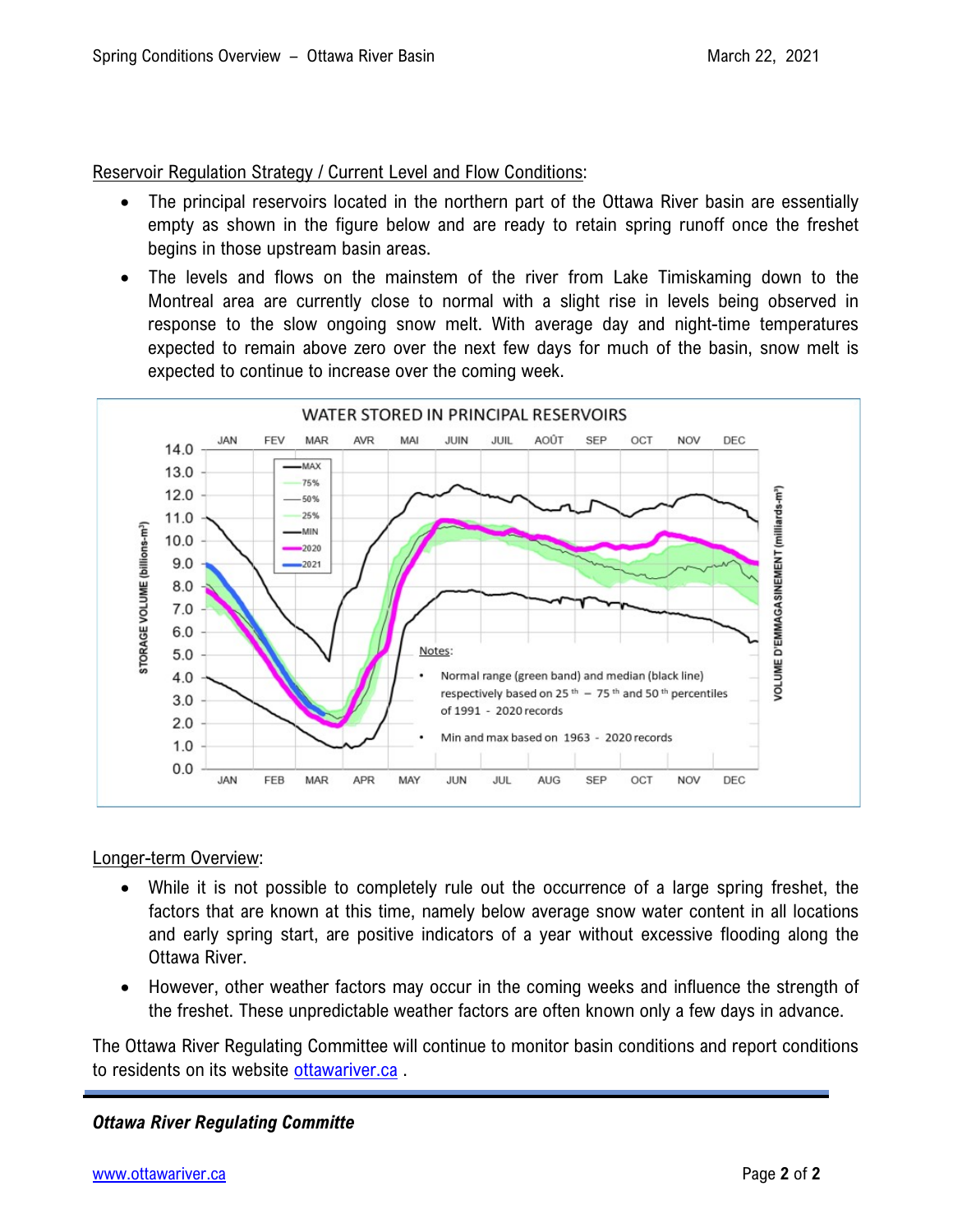Reservoir Regulation Strategy / Current Level and Flow Conditions:

- The principal reservoirs located in the northern part of the Ottawa River basin are essentially empty as shown in the figure below and are ready to retain spring runoff once the freshet begins in those upstream basin areas.
- The levels and flows on the mainstem of the river from Lake Timiskaming down to the Montreal area are currently close to normal with a slight rise in levels being observed in response to the slow ongoing snow melt. With average day and night-time temperatures expected to remain above zero over the next few days for much of the basin, snow melt is expected to continue to increase over the coming week.

WATER STORED IN PRINCIPAL RESERVOIRS

JAN FEV MAR AVR MAI JUIN JUIL AOÛT SEP OCT NOV DEC

STORAGE VOLUME (billions-m³)

VOLUME D'EMMAGASINEMENT (milliards-m³)

14.0 13.0 12.0 11.0 10.0 9.0 8.0 7.0 6.0 5.0 4.0 3.0 2.0 1.0 0.0

MAX
75%
50%
25%
MIN
2020
2021

Notes:

- Normal range (green band) and median (black line) respectively based on 25th – 75th and 50th percentiles of 1991 - 2020 records
- Min and max based on 1963 - 2020 records

JAN FEB MAR APR MAY JUN JUL AUG SEP OCT NOV DEC

Longer-term Overview:

- While it is not possible to completely rule out the occurrence of a large spring freshet, the factors that are known at this time, namely below average snow water content in all locations and early spring start, are positive indicators of a year without excessive flooding along the Ottawa River.
- However, other weather factors may occur in the coming weeks and influence the strength of the freshet. These unpredictable weather factors are often known only a few days in advance.

The Ottawa River Regulating Committee will continue to monitor basin conditions and report conditions to residents on its website ottawariver.ca .

***Ottawa River Regulating Committe***

www.ottawariver.ca